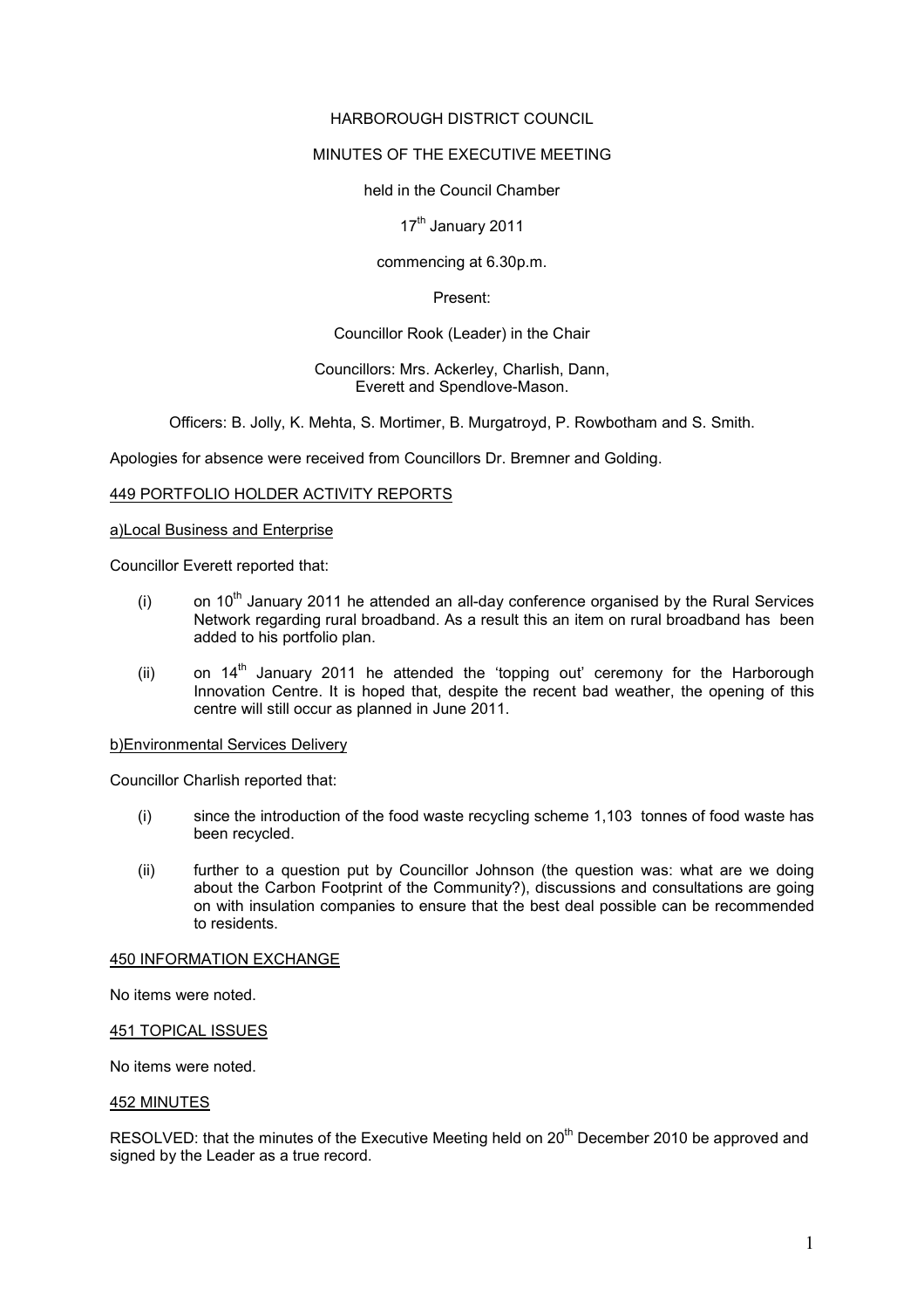HARBOROUGH DISTRICT COUNCIL

MINUTES OF THE EXECUTIVE MEETING

held in the Council Chamber

17th January 2011

commencing at 6.30p.m.

Present:

Councillor Rook (Leader) in the Chair

Councillors: Mrs. Ackerley, Charlish, Dann, Everett and Spendlove-Mason.

Officers: B. Jolly, K. Mehta, S. Mortimer, B. Murgatroyd, P. Rowbotham and S. Smith.

Apologies for absence were received from Councillors Dr. Bremner and Golding.

## 449 PORTFOLIO HOLDER ACTIVITY REPORTS

### a)Local Business and Enterprise

Councillor Everett reported that:

(i) on 10th January 2011 he attended an all-day conference organised by the Rural Services Network regarding rural broadband. As a result this an item on rural broadband has been added to his portfolio plan.

(ii) on 14th January 2011 he attended the 'topping out' ceremony for the Harborough Innovation Centre. It is hoped that, despite the recent bad weather, the opening of this centre will still occur as planned in June 2011.

### b)Environmental Services Delivery

Councillor Charlish reported that:

(i) since the introduction of the food waste recycling scheme 1,103 tonnes of food waste has been recycled.

(ii) further to a question put by Councillor Johnson (the question was: what are we doing about the Carbon Footprint of the Community?), discussions and consultations are going on with insulation companies to ensure that the best deal possible can be recommended to residents.

## 450 INFORMATION EXCHANGE

No items were noted.

## 451 TOPICAL ISSUES

No items were noted.

## 452 MINUTES

RESOLVED: that the minutes of the Executive Meeting held on 20th December 2010 be approved and signed by the Leader as a true record.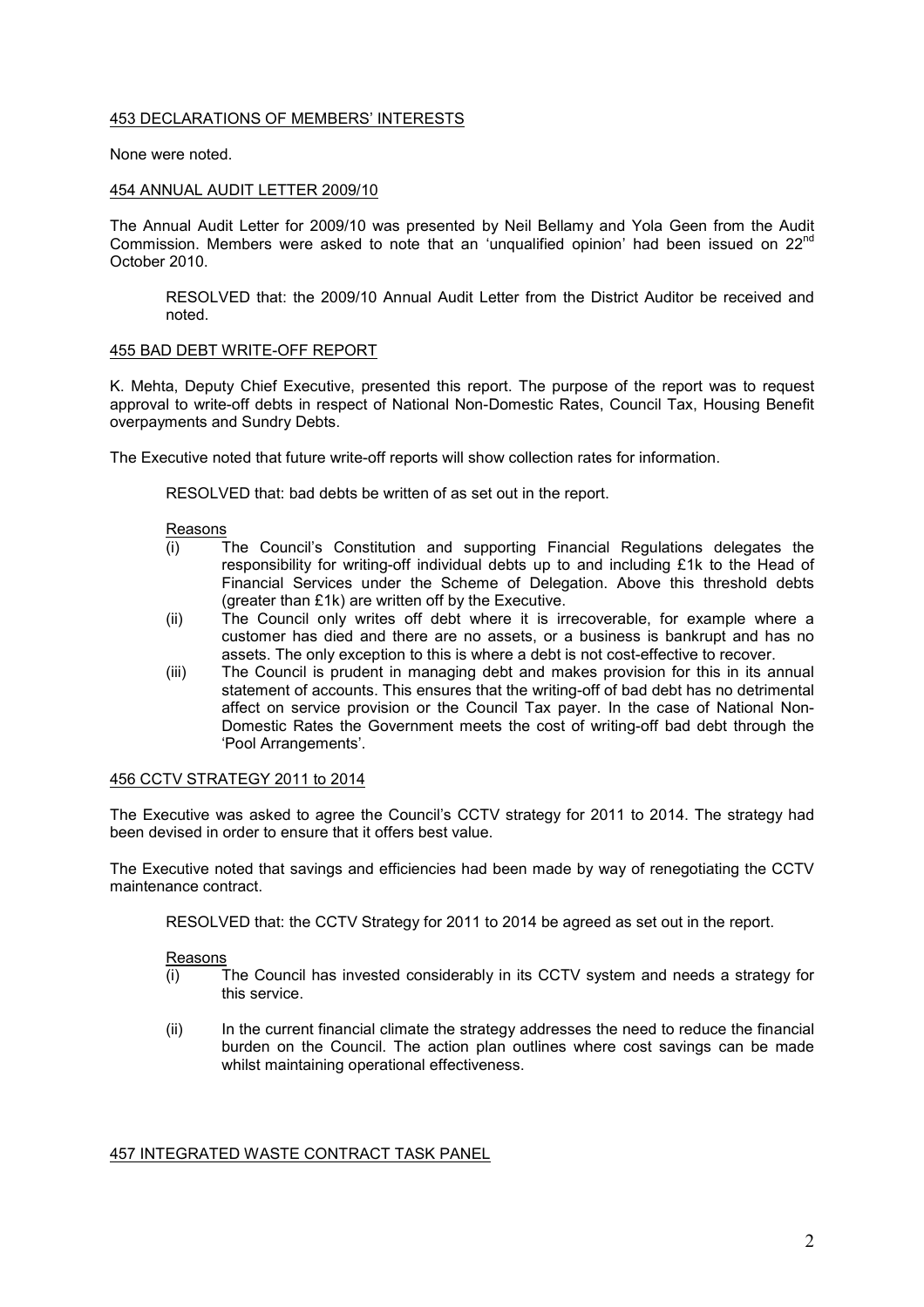## 453 DECLARATIONS OF MEMBERS' INTERESTS

None were noted.

## 454 ANNUAL AUDIT LETTER 2009/10

The Annual Audit Letter for 2009/10 was presented by Neil Bellamy and Yola Geen from the Audit Commission. Members were asked to note that an 'unqualified opinion' had been issued on 22nd October 2010.

> RESOLVED that: the 2009/10 Annual Audit Letter from the District Auditor be received and noted.

## 455 BAD DEBT WRITE-OFF REPORT

K. Mehta, Deputy Chief Executive, presented this report. The purpose of the report was to request approval to write-off debts in respect of National Non-Domestic Rates, Council Tax, Housing Benefit overpayments and Sundry Debts.

The Executive noted that future write-off reports will show collection rates for information.

> RESOLVED that: bad debts be written of as set out in the report.
>
> Reasons
>
> (i) The Council's Constitution and supporting Financial Regulations delegates the responsibility for writing-off individual debts up to and including £1k to the Head of Financial Services under the Scheme of Delegation. Above this threshold debts (greater than £1k) are written off by the Executive.
>
> (ii) The Council only writes off debt where it is irrecoverable, for example where a customer has died and there are no assets, or a business is bankrupt and has no assets. The only exception to this is where a debt is not cost-effective to recover.
>
> (iii) The Council is prudent in managing debt and makes provision for this in its annual statement of accounts. This ensures that the writing-off of bad debt has no detrimental affect on service provision or the Council Tax payer. In the case of National Non-Domestic Rates the Government meets the cost of writing-off bad debt through the 'Pool Arrangements'.

## 456 CCTV STRATEGY 2011 to 2014

The Executive was asked to agree the Council's CCTV strategy for 2011 to 2014. The strategy had been devised in order to ensure that it offers best value.

The Executive noted that savings and efficiencies had been made by way of renegotiating the CCTV maintenance contract.

> RESOLVED that: the CCTV Strategy for 2011 to 2014 be agreed as set out in the report.
>
> Reasons
>
> (i) The Council has invested considerably in its CCTV system and needs a strategy for this service.
>
> (ii) In the current financial climate the strategy addresses the need to reduce the financial burden on the Council. The action plan outlines where cost savings can be made whilst maintaining operational effectiveness.

## 457 INTEGRATED WASTE CONTRACT TASK PANEL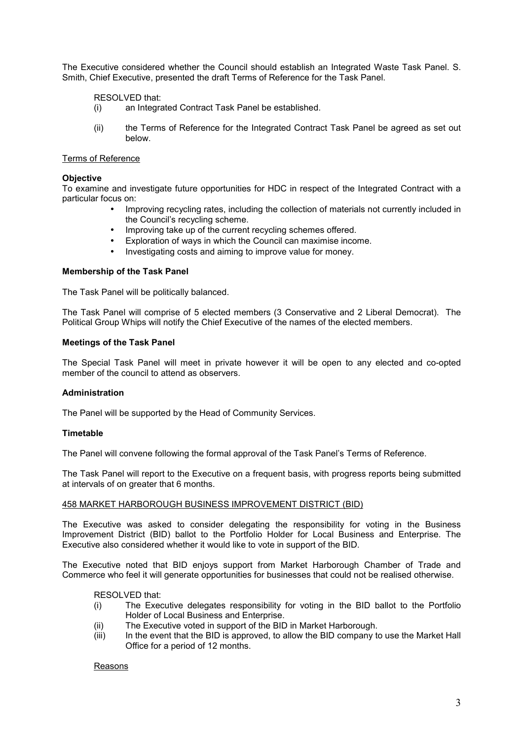The Executive considered whether the Council should establish an Integrated Waste Task Panel. S. Smith, Chief Executive, presented the draft Terms of Reference for the Task Panel.

RESOLVED that:

(i) an Integrated Contract Task Panel be established.

(ii) the Terms of Reference for the Integrated Contract Task Panel be agreed as set out below.

Terms of Reference

**Objective**

To examine and investigate future opportunities for HDC in respect of the Integrated Contract with a particular focus on:

- Improving recycling rates, including the collection of materials not currently included in the Council's recycling scheme.
- Improving take up of the current recycling schemes offered.
- Exploration of ways in which the Council can maximise income.
- Investigating costs and aiming to improve value for money.

**Membership of the Task Panel**

The Task Panel will be politically balanced.

The Task Panel will comprise of 5 elected members (3 Conservative and 2 Liberal Democrat). The Political Group Whips will notify the Chief Executive of the names of the elected members.

**Meetings of the Task Panel**

The Special Task Panel will meet in private however it will be open to any elected and co-opted member of the council to attend as observers.

**Administration**

The Panel will be supported by the Head of Community Services.

**Timetable**

The Panel will convene following the formal approval of the Task Panel's Terms of Reference.

The Task Panel will report to the Executive on a frequent basis, with progress reports being submitted at intervals of on greater that 6 months.

458 MARKET HARBOROUGH BUSINESS IMPROVEMENT DISTRICT (BID)

The Executive was asked to consider delegating the responsibility for voting in the Business Improvement District (BID) ballot to the Portfolio Holder for Local Business and Enterprise. The Executive also considered whether it would like to vote in support of the BID.

The Executive noted that BID enjoys support from Market Harborough Chamber of Trade and Commerce who feel it will generate opportunities for businesses that could not be realised otherwise.

RESOLVED that:

(i) The Executive delegates responsibility for voting in the BID ballot to the Portfolio Holder of Local Business and Enterprise.

(ii) The Executive voted in support of the BID in Market Harborough.

(iii) In the event that the BID is approved, to allow the BID company to use the Market Hall Office for a period of 12 months.

Reasons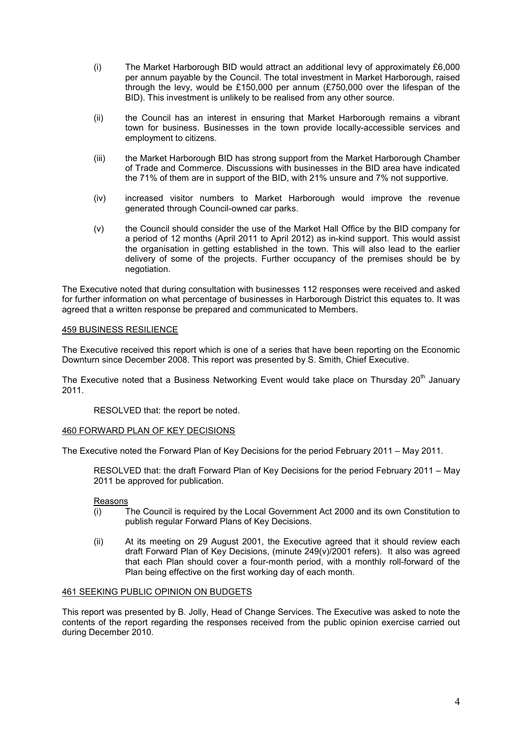(i) The Market Harborough BID would attract an additional levy of approximately £6,000 per annum payable by the Council. The total investment in Market Harborough, raised through the levy, would be £150,000 per annum (£750,000 over the lifespan of the BID). This investment is unlikely to be realised from any other source.

(ii) the Council has an interest in ensuring that Market Harborough remains a vibrant town for business. Businesses in the town provide locally-accessible services and employment to citizens.

(iii) the Market Harborough BID has strong support from the Market Harborough Chamber of Trade and Commerce. Discussions with businesses in the BID area have indicated the 71% of them are in support of the BID, with 21% unsure and 7% not supportive.

(iv) increased visitor numbers to Market Harborough would improve the revenue generated through Council-owned car parks.

(v) the Council should consider the use of the Market Hall Office by the BID company for a period of 12 months (April 2011 to April 2012) as in-kind support. This would assist the organisation in getting established in the town. This will also lead to the earlier delivery of some of the projects. Further occupancy of the premises should be by negotiation.

The Executive noted that during consultation with businesses 112 responses were received and asked for further information on what percentage of businesses in Harborough District this equates to. It was agreed that a written response be prepared and communicated to Members.

## 459 BUSINESS RESILIENCE

The Executive received this report which is one of a series that have been reporting on the Economic Downturn since December 2008. This report was presented by S. Smith, Chief Executive.

The Executive noted that a Business Networking Event would take place on Thursday 20th January 2011.

RESOLVED that: the report be noted.

## 460 FORWARD PLAN OF KEY DECISIONS

The Executive noted the Forward Plan of Key Decisions for the period February 2011 – May 2011.

RESOLVED that: the draft Forward Plan of Key Decisions for the period February 2011 – May 2011 be approved for publication.

Reasons

(i) The Council is required by the Local Government Act 2000 and its own Constitution to publish regular Forward Plans of Key Decisions.

(ii) At its meeting on 29 August 2001, the Executive agreed that it should review each draft Forward Plan of Key Decisions, (minute 249(v)/2001 refers). It also was agreed that each Plan should cover a four-month period, with a monthly roll-forward of the Plan being effective on the first working day of each month.

## 461 SEEKING PUBLIC OPINION ON BUDGETS

This report was presented by B. Jolly, Head of Change Services. The Executive was asked to note the contents of the report regarding the responses received from the public opinion exercise carried out during December 2010.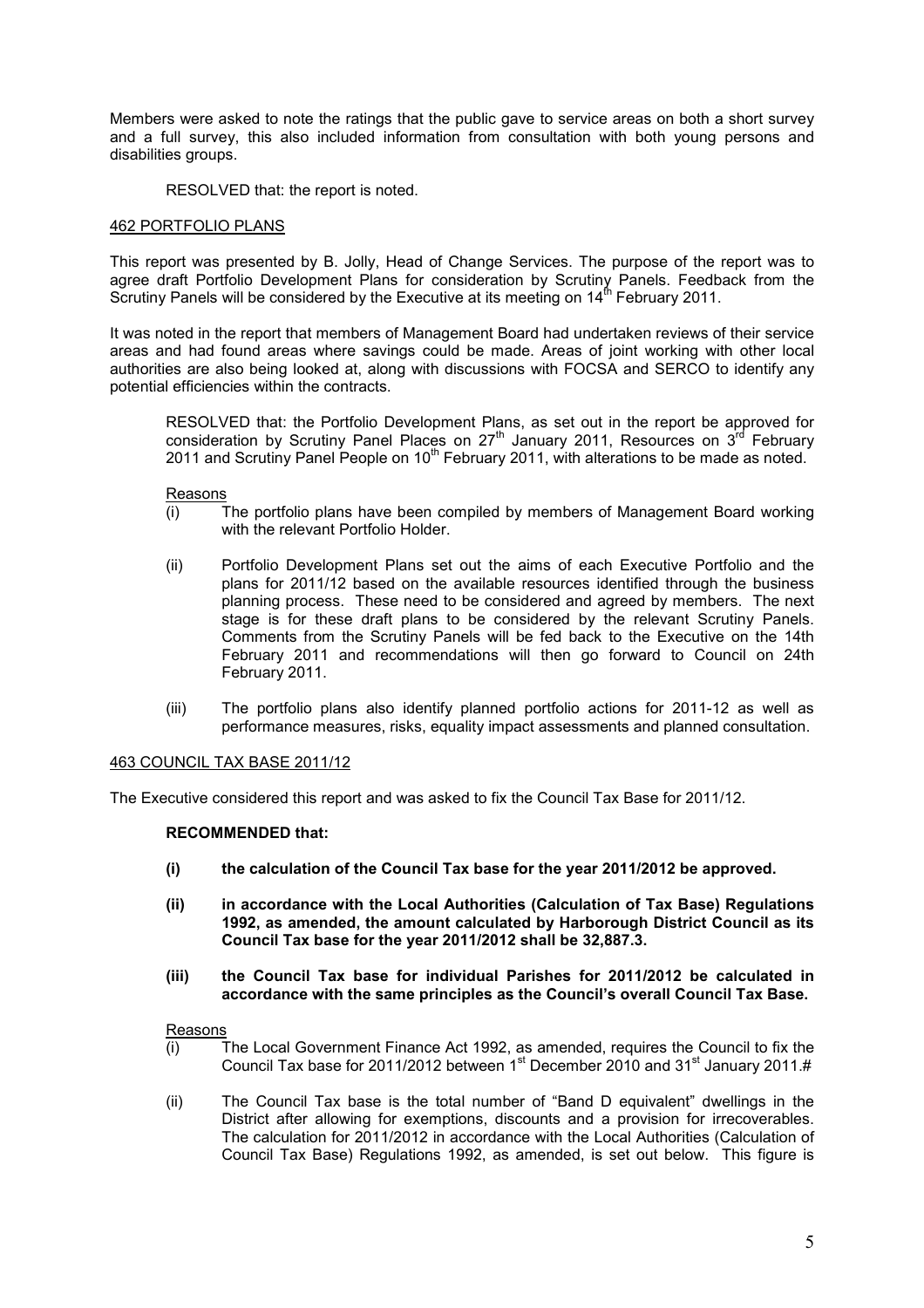Members were asked to note the ratings that the public gave to service areas on both a short survey and a full survey, this also included information from consultation with both young persons and disabilities groups.

RESOLVED that: the report is noted.

## 462 PORTFOLIO PLANS

This report was presented by B. Jolly, Head of Change Services. The purpose of the report was to agree draft Portfolio Development Plans for consideration by Scrutiny Panels. Feedback from the Scrutiny Panels will be considered by the Executive at its meeting on 14th February 2011.

It was noted in the report that members of Management Board had undertaken reviews of their service areas and had found areas where savings could be made. Areas of joint working with other local authorities are also being looked at, along with discussions with FOCSA and SERCO to identify any potential efficiencies within the contracts.

RESOLVED that: the Portfolio Development Plans, as set out in the report be approved for consideration by Scrutiny Panel Places on 27th January 2011, Resources on 3rd February 2011 and Scrutiny Panel People on 10th February 2011, with alterations to be made as noted.

Reasons

(i) The portfolio plans have been compiled by members of Management Board working with the relevant Portfolio Holder.

(ii) Portfolio Development Plans set out the aims of each Executive Portfolio and the plans for 2011/12 based on the available resources identified through the business planning process. These need to be considered and agreed by members. The next stage is for these draft plans to be considered by the relevant Scrutiny Panels. Comments from the Scrutiny Panels will be fed back to the Executive on the 14th February 2011 and recommendations will then go forward to Council on 24th February 2011.

(iii) The portfolio plans also identify planned portfolio actions for 2011-12 as well as performance measures, risks, equality impact assessments and planned consultation.

## 463 COUNCIL TAX BASE 2011/12

The Executive considered this report and was asked to fix the Council Tax Base for 2011/12.

**RECOMMENDED that:**

**(i) the calculation of the Council Tax base for the year 2011/2012 be approved.**

**(ii) in accordance with the Local Authorities (Calculation of Tax Base) Regulations 1992, as amended, the amount calculated by Harborough District Council as its Council Tax base for the year 2011/2012 shall be 32,887.3.**

**(iii) the Council Tax base for individual Parishes for 2011/2012 be calculated in accordance with the same principles as the Council's overall Council Tax Base.**

Reasons

(i) The Local Government Finance Act 1992, as amended, requires the Council to fix the Council Tax base for 2011/2012 between 1st December 2010 and 31st January 2011.#

(ii) The Council Tax base is the total number of "Band D equivalent" dwellings in the District after allowing for exemptions, discounts and a provision for irrecoverables. The calculation for 2011/2012 in accordance with the Local Authorities (Calculation of Council Tax Base) Regulations 1992, as amended, is set out below. This figure is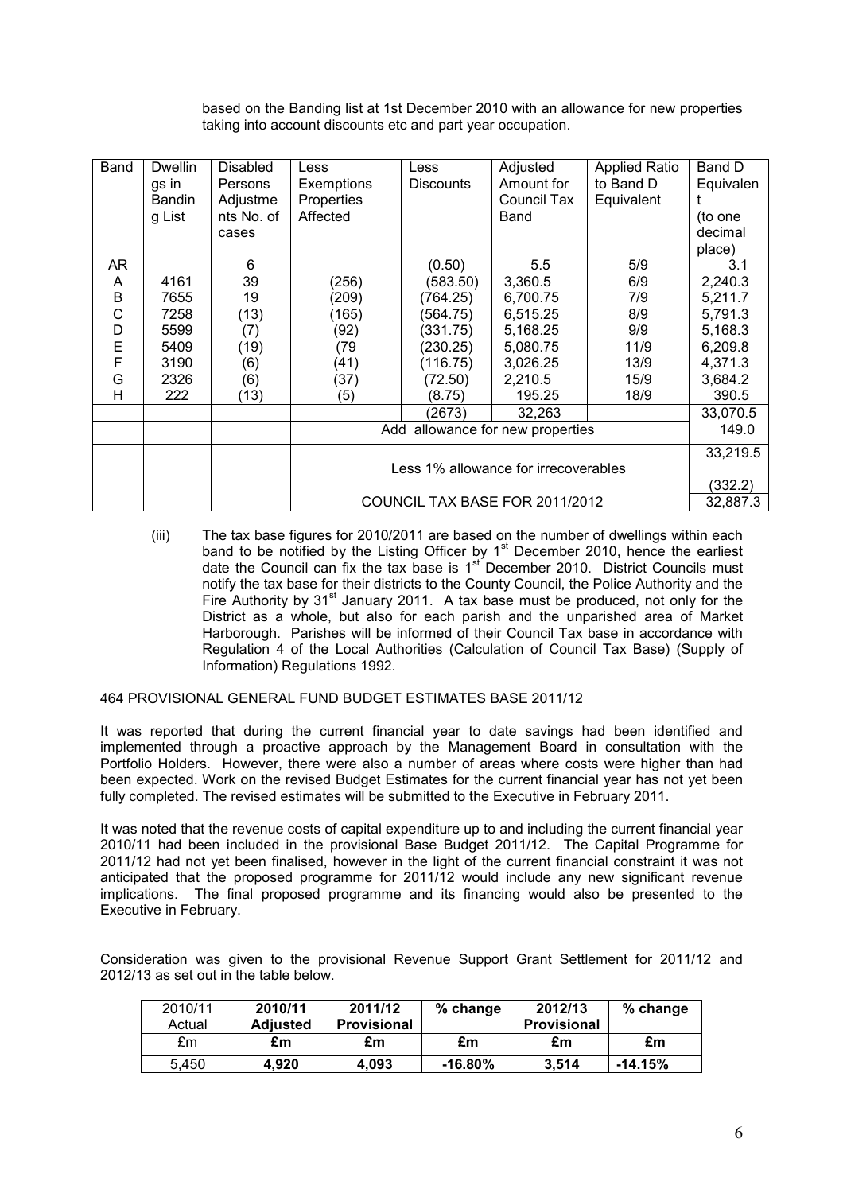based on the Banding list at 1st December 2010 with an allowance for new properties taking into account discounts etc and part year occupation.

| Band | Dwellings in Banding List | Disabled Persons Adjustments No. of cases | Less Exemptions Properties Affected | Less Discounts | Adjusted Amount for Council Tax Band | Applied Ratio to Band D Equivalent | Band D Equivalent (to one decimal place) |
|---|---|---|---|---|---|---|---|
| AR | | 6 | | (0.50) | 5.5 | 5/9 | 3.1 |
| A | 4161 | 39 | (256) | (583.50) | 3,360.5 | 6/9 | 2,240.3 |
| B | 7655 | 19 | (209) | (764.25) | 6,700.75 | 7/9 | 5,211.7 |
| C | 7258 | (13) | (165) | (564.75) | 6,515.25 | 8/9 | 5,791.3 |
| D | 5599 | (7) | (92) | (331.75) | 5,168.25 | 9/9 | 5,168.3 |
| E | 5409 | (19) | (79 | (230.25) | 5,080.75 | 11/9 | 6,209.8 |
| F | 3190 | (6) | (41) | (116.75) | 3,026.25 | 13/9 | 4,371.3 |
| G | 2326 | (6) | (37) | (72.50) | 2,210.5 | 15/9 | 3,684.2 |
| H | 222 | (13) | (5) | (8.75) | 195.25 | 18/9 | 390.5 |
| | | | | (2673) | 32,263 | | 33,070.5 |
| | | | Add allowance for new properties | | | | 149.0 |
| | | | | | | | 33,219.5 |
| | | | Less 1% allowance for irrecoverables | | | | (332.2) |
| | | | COUNCIL TAX BASE FOR 2011/2012 | | | | 32,887.3 |

(iii) The tax base figures for 2010/2011 are based on the number of dwellings within each band to be notified by the Listing Officer by 1st December 2010, hence the earliest date the Council can fix the tax base is 1st December 2010. District Councils must notify the tax base for their districts to the County Council, the Police Authority and the Fire Authority by 31st January 2011. A tax base must be produced, not only for the District as a whole, but also for each parish and the unparished area of Market Harborough. Parishes will be informed of their Council Tax base in accordance with Regulation 4 of the Local Authorities (Calculation of Council Tax Base) (Supply of Information) Regulations 1992.

## 464 PROVISIONAL GENERAL FUND BUDGET ESTIMATES BASE 2011/12

It was reported that during the current financial year to date savings had been identified and implemented through a proactive approach by the Management Board in consultation with the Portfolio Holders. However, there were also a number of areas where costs were higher than had been expected. Work on the revised Budget Estimates for the current financial year has not yet been fully completed. The revised estimates will be submitted to the Executive in February 2011.

It was noted that the revenue costs of capital expenditure up to and including the current financial year 2010/11 had been included in the provisional Base Budget 2011/12. The Capital Programme for 2011/12 had not yet been finalised, however in the light of the current financial constraint it was not anticipated that the proposed programme for 2011/12 would include any new significant revenue implications. The final proposed programme and its financing would also be presented to the Executive in February.

Consideration was given to the provisional Revenue Support Grant Settlement for 2011/12 and 2012/13 as set out in the table below.

| 2010/11 Actual | **2010/11 Adjusted** | **2011/12 Provisional** | **% change** | **2012/13 Provisional** | **% change** |
|---|---|---|---|---|---|
| £m | **£m** | **£m** | **£m** | **£m** | **£m** |
| 5,450 | **4,920** | **4,093** | **-16.80%** | **3,514** | **-14.15%** |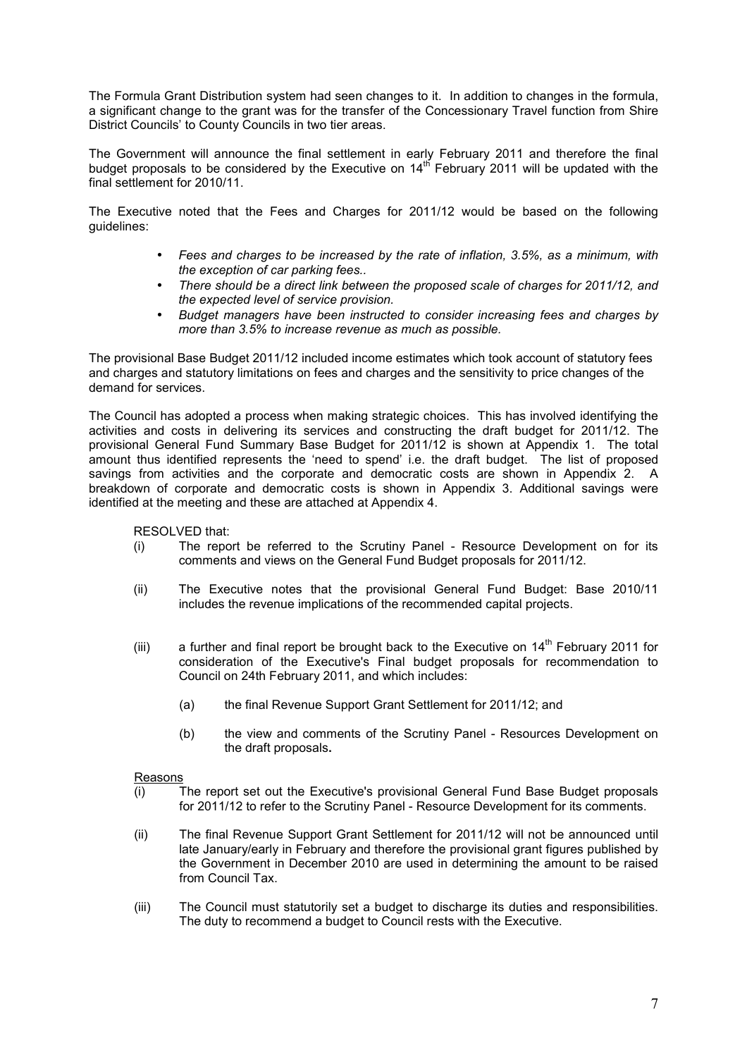The Formula Grant Distribution system had seen changes to it. In addition to changes in the formula, a significant change to the grant was for the transfer of the Concessionary Travel function from Shire District Councils' to County Councils in two tier areas.

The Government will announce the final settlement in early February 2011 and therefore the final budget proposals to be considered by the Executive on 14th February 2011 will be updated with the final settlement for 2010/11.

The Executive noted that the Fees and Charges for 2011/12 would be based on the following guidelines:

- *Fees and charges to be increased by the rate of inflation, 3.5%, as a minimum, with the exception of car parking fees..*
- *There should be a direct link between the proposed scale of charges for 2011/12, and the expected level of service provision.*
- *Budget managers have been instructed to consider increasing fees and charges by more than 3.5% to increase revenue as much as possible.*

The provisional Base Budget 2011/12 included income estimates which took account of statutory fees and charges and statutory limitations on fees and charges and the sensitivity to price changes of the demand for services.

The Council has adopted a process when making strategic choices. This has involved identifying the activities and costs in delivering its services and constructing the draft budget for 2011/12. The provisional General Fund Summary Base Budget for 2011/12 is shown at Appendix 1. The total amount thus identified represents the 'need to spend' i.e. the draft budget. The list of proposed savings from activities and the corporate and democratic costs are shown in Appendix 2. A breakdown of corporate and democratic costs is shown in Appendix 3. Additional savings were identified at the meeting and these are attached at Appendix 4.

RESOLVED that:

(i) The report be referred to the Scrutiny Panel - Resource Development on for its comments and views on the General Fund Budget proposals for 2011/12.

(ii) The Executive notes that the provisional General Fund Budget: Base 2010/11 includes the revenue implications of the recommended capital projects.

(iii) a further and final report be brought back to the Executive on 14th February 2011 for consideration of the Executive's Final budget proposals for recommendation to Council on 24th February 2011, and which includes:

 (a) the final Revenue Support Grant Settlement for 2011/12; and

 (b) the view and comments of the Scrutiny Panel - Resources Development on the draft proposals**.**

Reasons

(i) The report set out the Executive's provisional General Fund Base Budget proposals for 2011/12 to refer to the Scrutiny Panel - Resource Development for its comments.

(ii) The final Revenue Support Grant Settlement for 2011/12 will not be announced until late January/early in February and therefore the provisional grant figures published by the Government in December 2010 are used in determining the amount to be raised from Council Tax.

(iii) The Council must statutorily set a budget to discharge its duties and responsibilities. The duty to recommend a budget to Council rests with the Executive.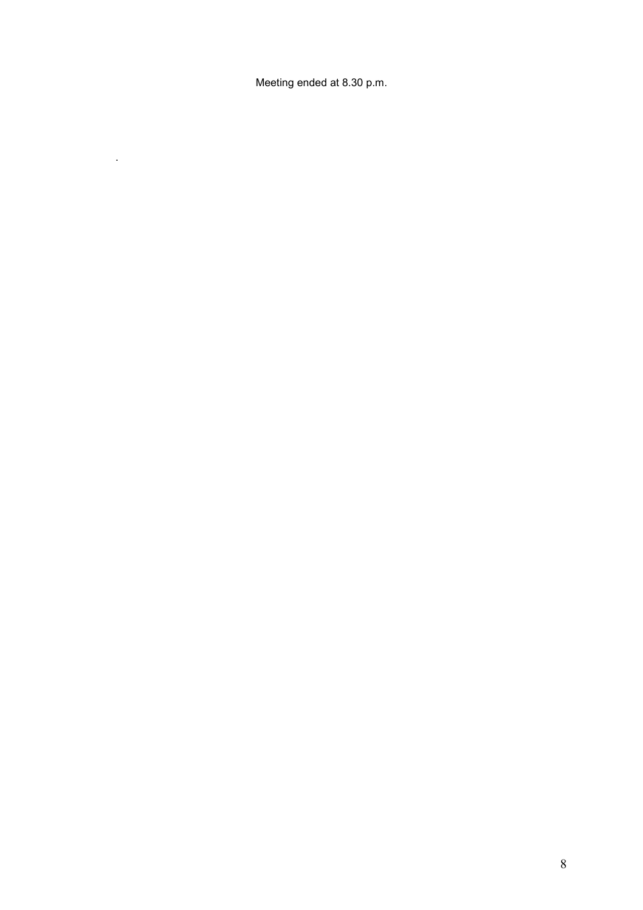Meeting ended at 8.30 p.m.